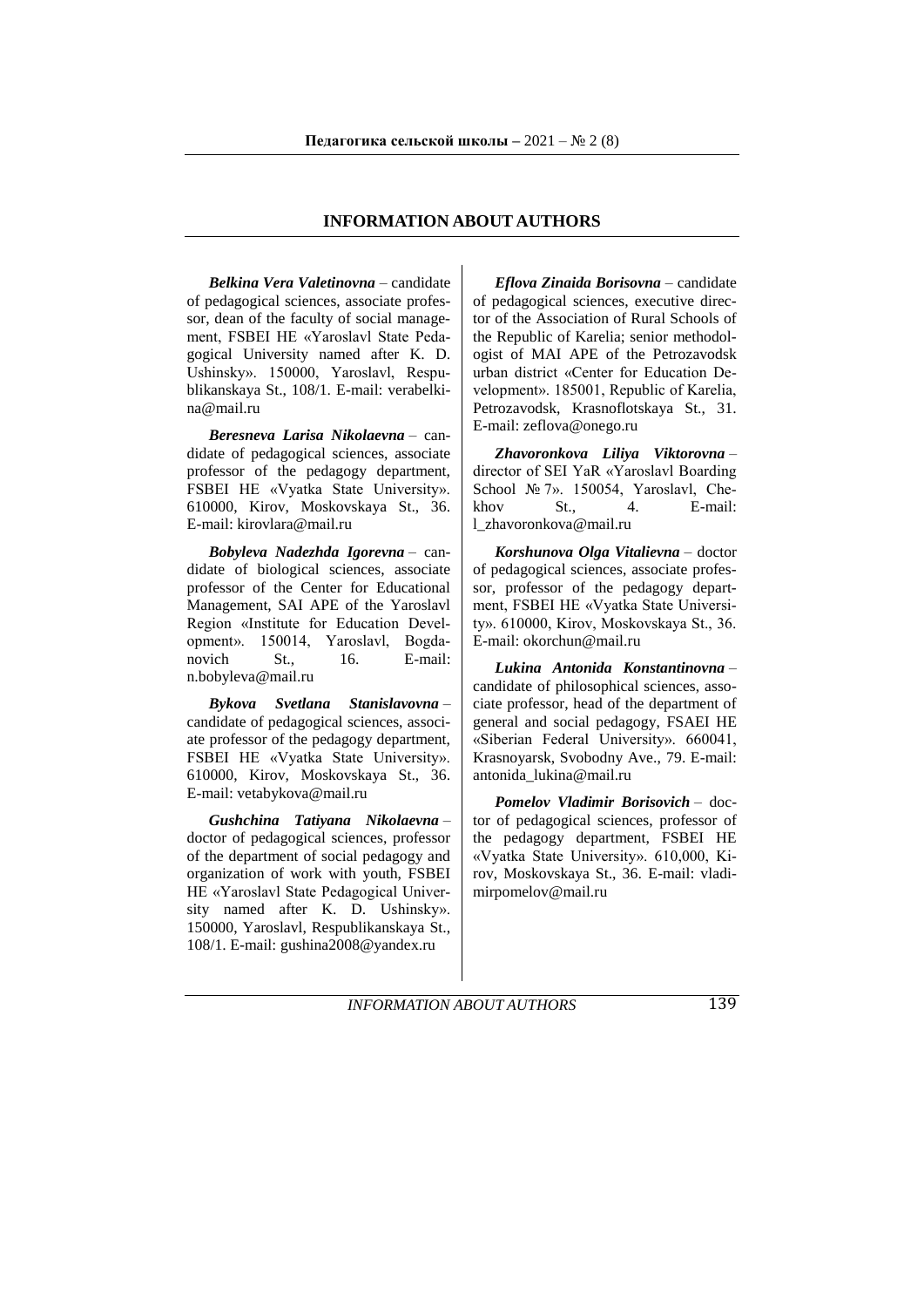## INFORMATION ABOUT AUTHORS

***Belkina Vera Valetinovna*** – candidate of pedagogical sciences, associate professor, dean of the faculty of social management, FSBEI HE «Yaroslavl State Pedagogical University named after K. D. Ushinsky». 150000, Yaroslavl, Respublikanskaya St., 108/1. E-mail: verabelkina@mail.ru

***Beresneva Larisa Nikolaevna*** – candidate of pedagogical sciences, associate professor of the pedagogy department, FSBEI HE «Vyatka State University». 610000, Kirov, Moskovskaya St., 36. E-mail: kirovlara@mail.ru

***Bobyleva Nadezhda Igorevna*** – candidate of biological sciences, associate professor of the Center for Educational Management, SAI APE of the Yaroslavl Region «Institute for Education Development». 150014, Yaroslavl, Bogdanovich St., 16. E-mail: n.bobyleva@mail.ru

***Bykova Svetlana Stanislavovna*** – candidate of pedagogical sciences, associate professor of the pedagogy department, FSBEI HE «Vyatka State University». 610000, Kirov, Moskovskaya St., 36. E-mail: vetabykova@mail.ru

***Gushchina Tatiyana Nikolaevna*** – doctor of pedagogical sciences, professor of the department of social pedagogy and organization of work with youth, FSBEI HE «Yaroslavl State Pedagogical University named after K. D. Ushinsky». 150000, Yaroslavl, Respublikanskaya St., 108/1. E-mail: gushina2008@yandex.ru

***Eflova Zinaida Borisovna*** – candidate of pedagogical sciences, executive director of the Association of Rural Schools of the Republic of Karelia; senior methodologist of MAI APE of the Petrozavodsk urban district «Center for Education Development». 185001, Republic of Karelia, Petrozavodsk, Krasnoflotskaya St., 31. E-mail: zeflova@onego.ru

***Zhavoronkova Liliya Viktorovna*** – director of SEI YaR «Yaroslavl Boarding School № 7». 150054, Yaroslavl, Chekhov St., 4. E-mail: l_zhavoronkova@mail.ru

***Korshunova Olga Vitalievna*** – doctor of pedagogical sciences, associate professor, professor of the pedagogy department, FSBEI HE «Vyatka State University». 610000, Kirov, Moskovskaya St., 36. E-mail: okorchun@mail.ru

***Lukina Antonida Konstantinovna*** – candidate of philosophical sciences, associate professor, head of the department of general and social pedagogy, FSAEI HE «Siberian Federal University». 660041, Krasnoyarsk, Svobodny Ave., 79. E-mail: antonida_lukina@mail.ru

***Pomelov Vladimir Borisovich*** – doctor of pedagogical sciences, professor of the pedagogy department, FSBEI HE «Vyatka State University». 610,000, Kirov, Moskovskaya St., 36. E-mail: vladimirpomelov@mail.ru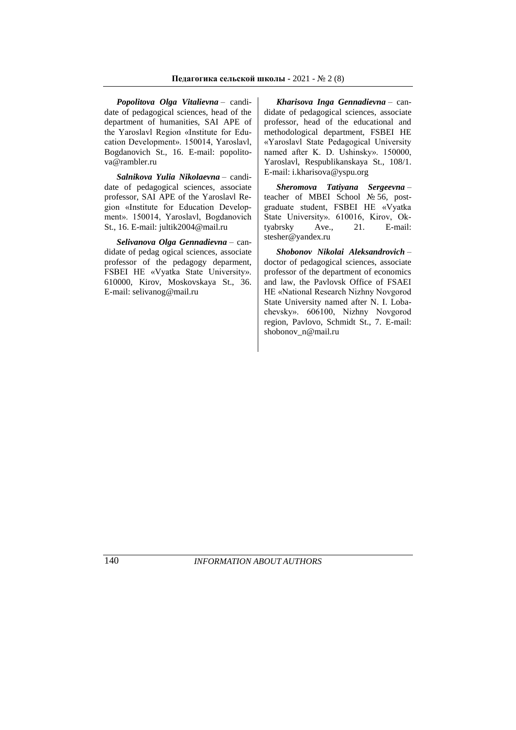***Popolitova Olga Vitalievna*** – candidate of pedagogical sciences, head of the department of humanities, SAI APE of the Yaroslavl Region «Institute for Education Development». 150014, Yaroslavl, Bogdanovich St., 16. E-mail: popolitova@rambler.ru

***Salnikova Yulia Nikolaevna*** – candidate of pedagogical sciences, associate professor, SAI APE of the Yaroslavl Region «Institute for Education Development». 150014, Yaroslavl, Bogdanovich St., 16. E-mail: jultik2004@mail.ru

***Selivanova Olga Gennadievna*** – candidate of pedag ogical sciences, associate professor of the pedagogy deparment, FSBEI HE «Vyatka State University». 610000, Kirov, Moskovskaya St., 36. E-mail: selivanog@mail.ru

***Kharisova Inga Gennadievna*** – candidate of pedagogical sciences, associate professor, head of the educational and methodological department, FSBEI HE «Yaroslavl State Pedagogical University named after K. D. Ushinsky». 150000, Yaroslavl, Respublikanskaya St., 108/1. E-mail: i.kharisova@yspu.org

***Sheromova Tatiyana Sergeevna*** – teacher of MBEI School № 56, postgraduate student, FSBEI HE «Vyatka State University». 610016, Kirov, Oktyabrsky Ave., 21. E-mail: stesher@yandex.ru

***Shobonov Nikolai Aleksandrovich*** – doctor of pedagogical sciences, associate professor of the department of economics and law, the Pavlovsk Office of FSAEI HE «National Research Nizhny Novgorod State University named after N. I. Lobachevsky». 606100, Nizhny Novgorod region, Pavlovo, Schmidt St., 7. E-mail: shobonov_n@mail.ru